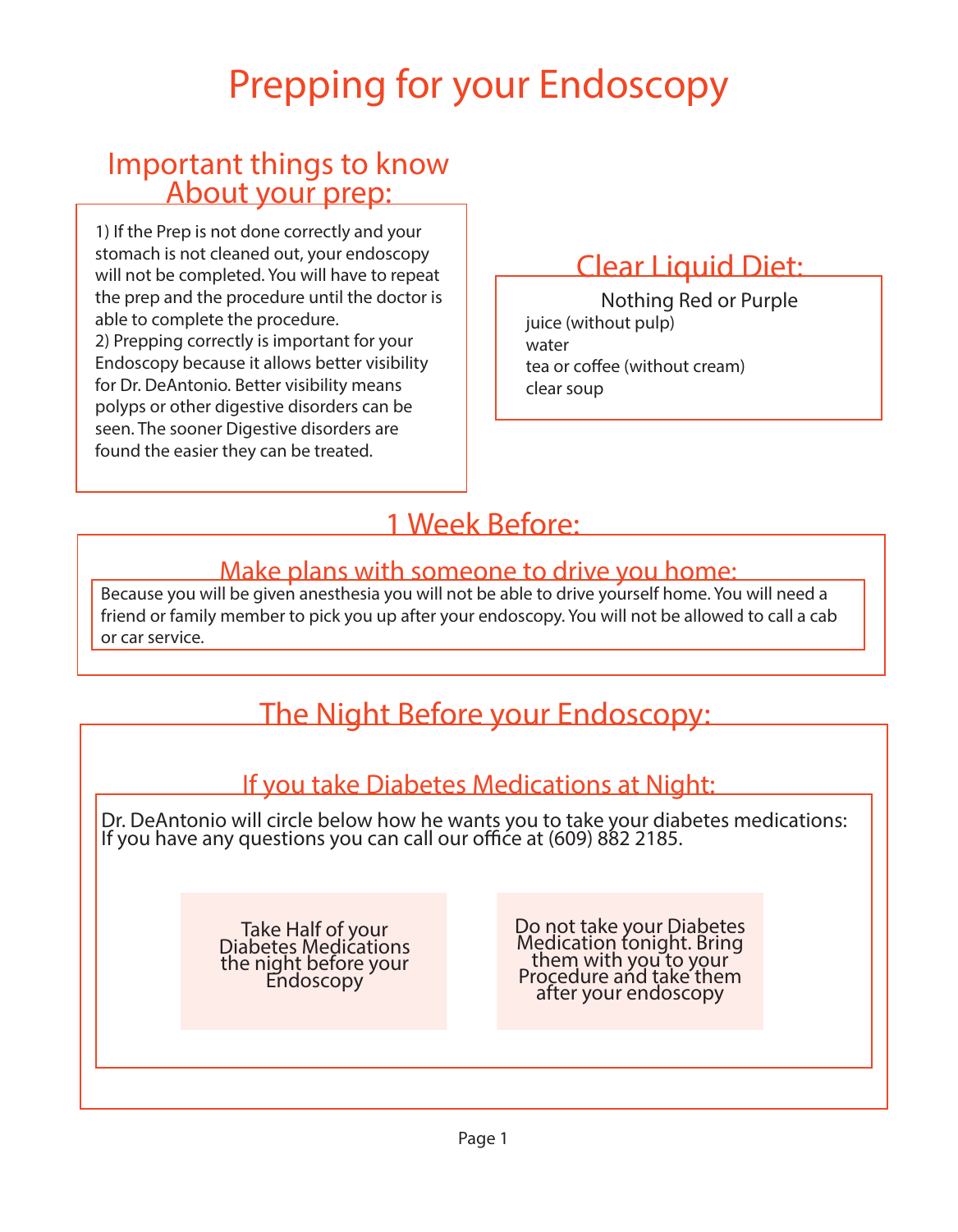# Prepping for your Endoscopy

## Important things to know About your prep:

1) If the Prep is not done correctly and your stomach is not cleaned out, your endoscopy will not be completed. You will have to repeat the prep and the procedure until the doctor is able to complete the procedure.
2) Prepping correctly is important for your Endoscopy because it allows better visibility for Dr. DeAntonio. Better visibility means polyps or other digestive disorders can be seen. The sooner Digestive disorders are found the easier they can be treated.

## Clear Liquid Diet:

Nothing Red or Purple

juice (without pulp)
water
tea or coffee (without cream)
clear soup

## 1 Week Before:

### Make plans with someone to drive you home:

Because you will be given anesthesia you will not be able to drive yourself home. You will need a friend or family member to pick you up after your endoscopy. You will not be allowed to call a cab or car service.

## The Night Before your Endoscopy:

### If you take Diabetes Medications at Night:

Dr. DeAntonio will circle below how he wants you to take your diabetes medications:
If you have any questions you can call our office at (609) 882 2185.

Take Half of your Diabetes Medications the night before your Endoscopy

Do not take your Diabetes Medication tonight. Bring them with you to your Procedure and take them after your endoscopy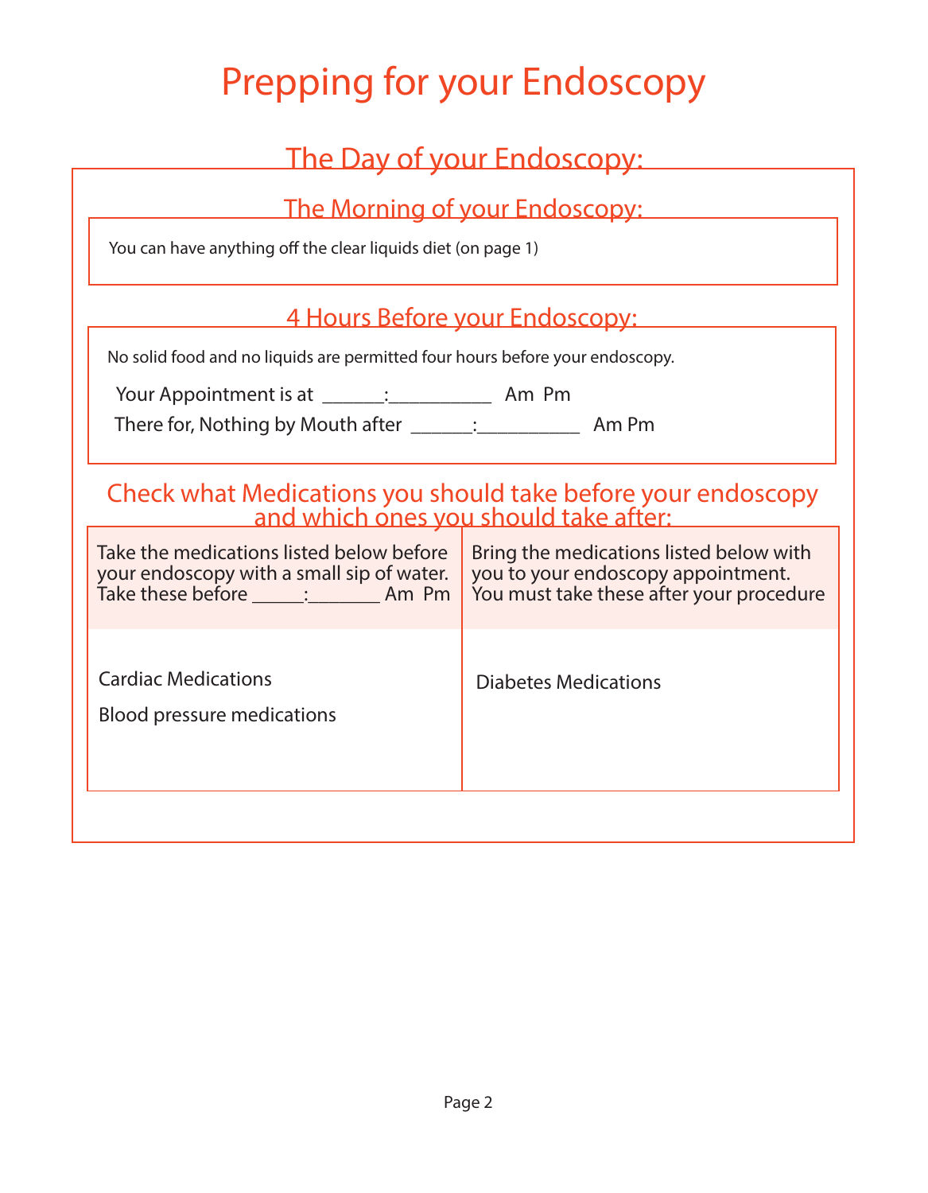# Prepping for your Endoscopy

## The Day of your Endoscopy:

### The Morning of your Endoscopy:

You can have anything off the clear liquids diet (on page 1)

### 4 Hours Before your Endoscopy:

No solid food and no liquids are permitted four hours before your endoscopy.

Your Appointment is at ______:__________ Am Pm

There for, Nothing by Mouth after ______:__________ Am Pm

## Check what Medications you should take before your endoscopy and which ones you should take after:

| Take the medications listed below before your endoscopy with a small sip of water. Take these before _____:_______ Am Pm | Bring the medications listed below with you to your endoscopy appointment. You must take these after your procedure |
| --- | --- |
| Cardiac Medications<br>Blood pressure medications | Diabetes Medications |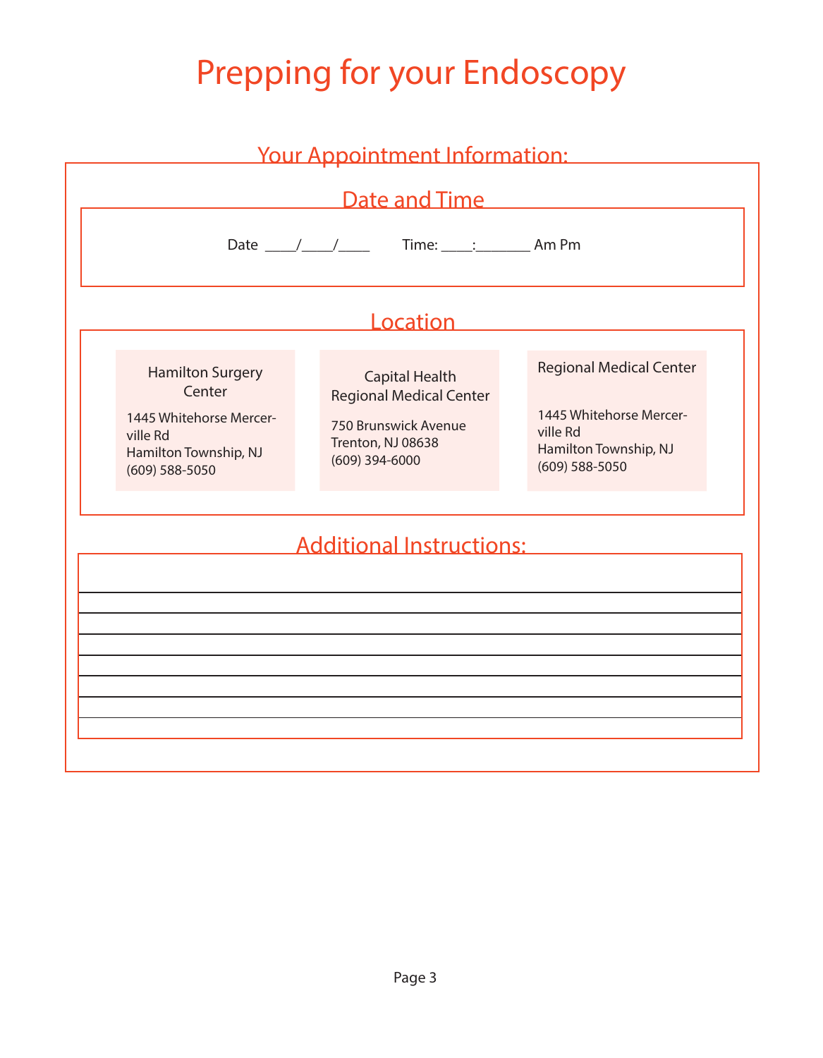# Prepping for your Endoscopy

## Your Appointment Information:

### Date and Time

Date \_\_\_\_/\_\_\_\_/\_\_\_\_ Time: \_\_\_\_:\_\_\_\_\_\_\_ Am Pm

### Location

**Hamilton Surgery Center**

1445 Whitehorse Mercerville Rd
Hamilton Township, NJ
(609) 588-5050

**Capital Health Regional Medical Center**

750 Brunswick Avenue
Trenton, NJ 08638
(609) 394-6000

**Regional Medical Center**

1445 Whitehorse Mercerville Rd
Hamilton Township, NJ
(609) 588-5050

### Additional Instructions:

\_\_\_\_\_\_\_\_\_\_\_\_\_\_\_\_\_\_\_\_\_\_\_\_\_\_\_\_\_\_\_\_\_\_\_\_\_\_\_\_\_\_\_\_\_\_\_\_\_\_\_\_\_\_\_\_\_\_\_\_

\_\_\_\_\_\_\_\_\_\_\_\_\_\_\_\_\_\_\_\_\_\_\_\_\_\_\_\_\_\_\_\_\_\_\_\_\_\_\_\_\_\_\_\_\_\_\_\_\_\_\_\_\_\_\_\_\_\_\_\_

\_\_\_\_\_\_\_\_\_\_\_\_\_\_\_\_\_\_\_\_\_\_\_\_\_\_\_\_\_\_\_\_\_\_\_\_\_\_\_\_\_\_\_\_\_\_\_\_\_\_\_\_\_\_\_\_\_\_\_\_

\_\_\_\_\_\_\_\_\_\_\_\_\_\_\_\_\_\_\_\_\_\_\_\_\_\_\_\_\_\_\_\_\_\_\_\_\_\_\_\_\_\_\_\_\_\_\_\_\_\_\_\_\_\_\_\_\_\_\_\_

\_\_\_\_\_\_\_\_\_\_\_\_\_\_\_\_\_\_\_\_\_\_\_\_\_\_\_\_\_\_\_\_\_\_\_\_\_\_\_\_\_\_\_\_\_\_\_\_\_\_\_\_\_\_\_\_\_\_\_\_

\_\_\_\_\_\_\_\_\_\_\_\_\_\_\_\_\_\_\_\_\_\_\_\_\_\_\_\_\_\_\_\_\_\_\_\_\_\_\_\_\_\_\_\_\_\_\_\_\_\_\_\_\_\_\_\_\_\_\_\_

\_\_\_\_\_\_\_\_\_\_\_\_\_\_\_\_\_\_\_\_\_\_\_\_\_\_\_\_\_\_\_\_\_\_\_\_\_\_\_\_\_\_\_\_\_\_\_\_\_\_\_\_\_\_\_\_\_\_\_\_